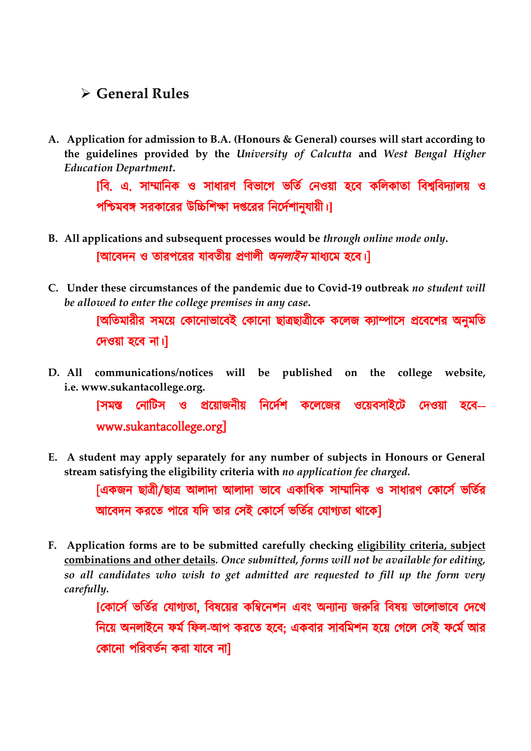## ➢ General Rules

A. **Application for admission to B.A. (Honours & General) courses will start according to the guidelines provided by the *University of Calcutta* and *West Bengal Higher Education Department*.**

[বি. এ. সাম্মানিক ও সাধারণ বিভাগে ভর্তি নেওয়া হবে কলিকাতা বিশ্ববিদ্যালয় ও পশ্চিমবঙ্গ সরকারের উচ্চিশিক্ষা দপ্তরের নির্দেশানুযায়ী।]

B. **All applications and subsequent processes would be *through online mode only*.**

[আবেদন ও তারপরের যাবতীয় প্রণালী *অনলাইন* মাধ্যমে হবে।]

C. **Under these circumstances of the pandemic due to Covid-19 outbreak *no student will be allowed to enter the college premises in any case*.**

[অতিমারীর সময়ে কোনোভাবেই কোনো ছাত্রছাত্রীকে কলেজ ক্যাম্পাসে প্রবেশের অনুমতি দেওয়া হবে না।]

D. **All communications/notices will be published on the college website, i.e. www.sukantacollege.org.**

[সমস্ত নোটিস ও প্রয়োজনীয় নির্দেশ কলেজের ওয়েবসাইটে দেওয়া হবে-- www.sukantacollege.org]

E. **A student may apply separately for any number of subjects in Honours or General stream satisfying the eligibility criteria with *no application fee charged*.**

[একজন ছাত্রী/ছাত্র আলাদা আলাদা ভাবে একাধিক সাম্মানিক ও সাধারণ কোর্সে ভর্তির আবেদন করতে পারে যদি তার সেই কোর্সে ভর্তির যোগ্যতা থাকে]

F. **Application forms are to be submitted carefully checking <u>eligibility criteria, subject combinations and other details</u>. *Once submitted, forms will not be available for editing, so all candidates who wish to get admitted are requested to fill up the form very carefully*.**

[কোর্সে ভর্তির যোগ্যতা, বিষয়ের কম্বিনেশন এবং অন্যান্য জরুরি বিষয় ভালোভাবে দেখে নিয়ে অনলাইনে ফর্ম ফিল-আপ করতে হবে; একবার সাবমিশন হয়ে গেলে সেই ফর্মে আর কোনো পরিবর্তন করা যাবে না]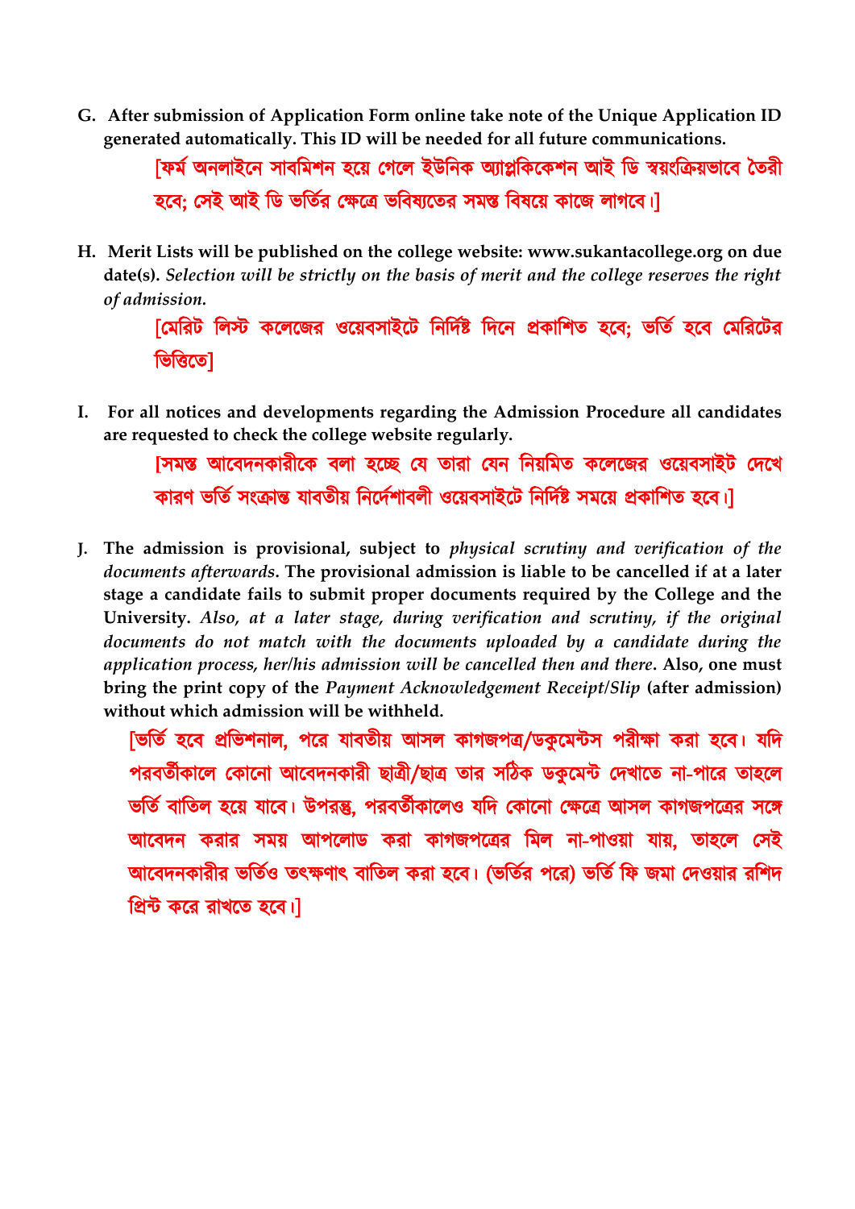G. **After submission of Application Form online take note of the Unique Application ID generated automatically. This ID will be needed for all future communications.**

[ফর্ম অনলাইনে সাবমিশন হয়ে গেলে ইউনিক অ্যাপ্লিকেশন আই ডি স্বয়ংক্রিয়ভাবে তৈরী হবে; সেই আই ডি ভর্তির ক্ষেত্রে ভবিষ্যতের সমস্ত বিষয়ে কাজে লাগবে।]

H. **Merit Lists will be published on the college website: www.sukantacollege.org on due date(s).** *Selection will be strictly on the basis of merit and the college reserves the right of admission.*

[মেরিট লিস্ট কলেজের ওয়েবসাইটে নির্দিষ্ট দিনে প্রকাশিত হবে; ভর্তি হবে মেরিটের ভিত্তিতে]

I. **For all notices and developments regarding the Admission Procedure all candidates are requested to check the college website regularly.**

[সমস্ত আবেদনকারীকে বলা হচ্ছে যে তারা যেন নিয়মিত কলেজের ওয়েবসাইট দেখে কারণ ভর্তি সংক্রান্ত যাবতীয় নির্দেশাবলী ওয়েবসাইটে নির্দিষ্ট সময়ে প্রকাশিত হবে।]

J. **The admission is provisional, subject to** *physical scrutiny and verification of the documents afterwards*. **The provisional admission is liable to be cancelled if at a later stage a candidate fails to submit proper documents required by the College and the University.** *Also, at a later stage, during verification and scrutiny, if the original documents do not match with the documents uploaded by a candidate during the application process, her/his admission will be cancelled then and there*. **Also, one must bring the print copy of the** *Payment Acknowledgement Receipt/Slip* **(after admission) without which admission will be withheld.**

[ভর্তি হবে প্রভিশনাল, পরে যাবতীয় আসল কাগজপত্র/ডকুমেন্টস পরীক্ষা করা হবে। যদি পরবর্তীকালে কোনো আবেদনকারী ছাত্রী/ছাত্র তার সঠিক ডকুমেন্ট দেখাতে না-পারে তাহলে ভর্তি বাতিল হয়ে যাবে। উপরন্তু, পরবর্তীকালেও যদি কোনো ক্ষেত্রে আসল কাগজপত্রের সঙ্গে আবেদন করার সময় আপলোড করা কাগজপত্রের মিল না-পাওয়া যায়, তাহলে সেই আবেদনকারীর ভর্তিও তৎক্ষণাৎ বাতিল করা হবে। (ভর্তির পরে) ভর্তি ফি জমা দেওয়ার রশিদ প্রিন্ট করে রাখতে হবে।]